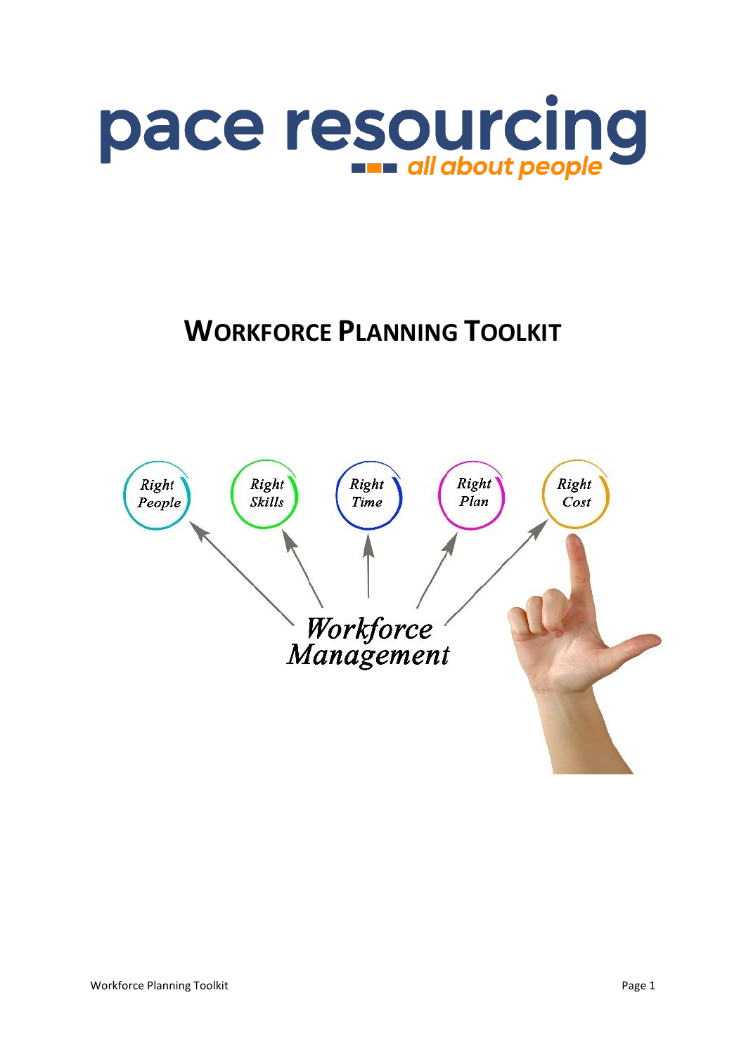pace resourcing

all about people

# WORKFORCE PLANNING TOOLKIT

Right People

Right Skills

Right Time

Right Plan

Right Cost

Workforce Management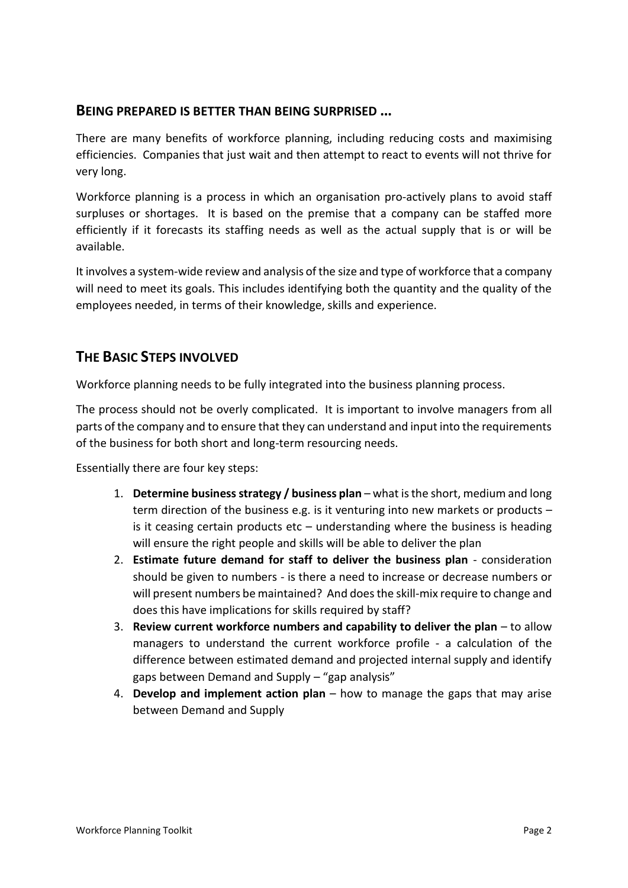## Being prepared is better than being surprised ...

There are many benefits of workforce planning, including reducing costs and maximising efficiencies. Companies that just wait and then attempt to react to events will not thrive for very long.

Workforce planning is a process in which an organisation pro-actively plans to avoid staff surpluses or shortages. It is based on the premise that a company can be staffed more efficiently if it forecasts its staffing needs as well as the actual supply that is or will be available.

It involves a system-wide review and analysis of the size and type of workforce that a company will need to meet its goals. This includes identifying both the quantity and the quality of the employees needed, in terms of their knowledge, skills and experience.

## The Basic Steps involved

Workforce planning needs to be fully integrated into the business planning process.

The process should not be overly complicated. It is important to involve managers from all parts of the company and to ensure that they can understand and input into the requirements of the business for both short and long-term resourcing needs.

Essentially there are four key steps:

1. **Determine business strategy / business plan** – what is the short, medium and long term direction of the business e.g. is it venturing into new markets or products – is it ceasing certain products etc – understanding where the business is heading will ensure the right people and skills will be able to deliver the plan
2. **Estimate future demand for staff to deliver the business plan** - consideration should be given to numbers - is there a need to increase or decrease numbers or will present numbers be maintained? And does the skill-mix require to change and does this have implications for skills required by staff?
3. **Review current workforce numbers and capability to deliver the plan** – to allow managers to understand the current workforce profile - a calculation of the difference between estimated demand and projected internal supply and identify gaps between Demand and Supply – "gap analysis"
4. **Develop and implement action plan** – how to manage the gaps that may arise between Demand and Supply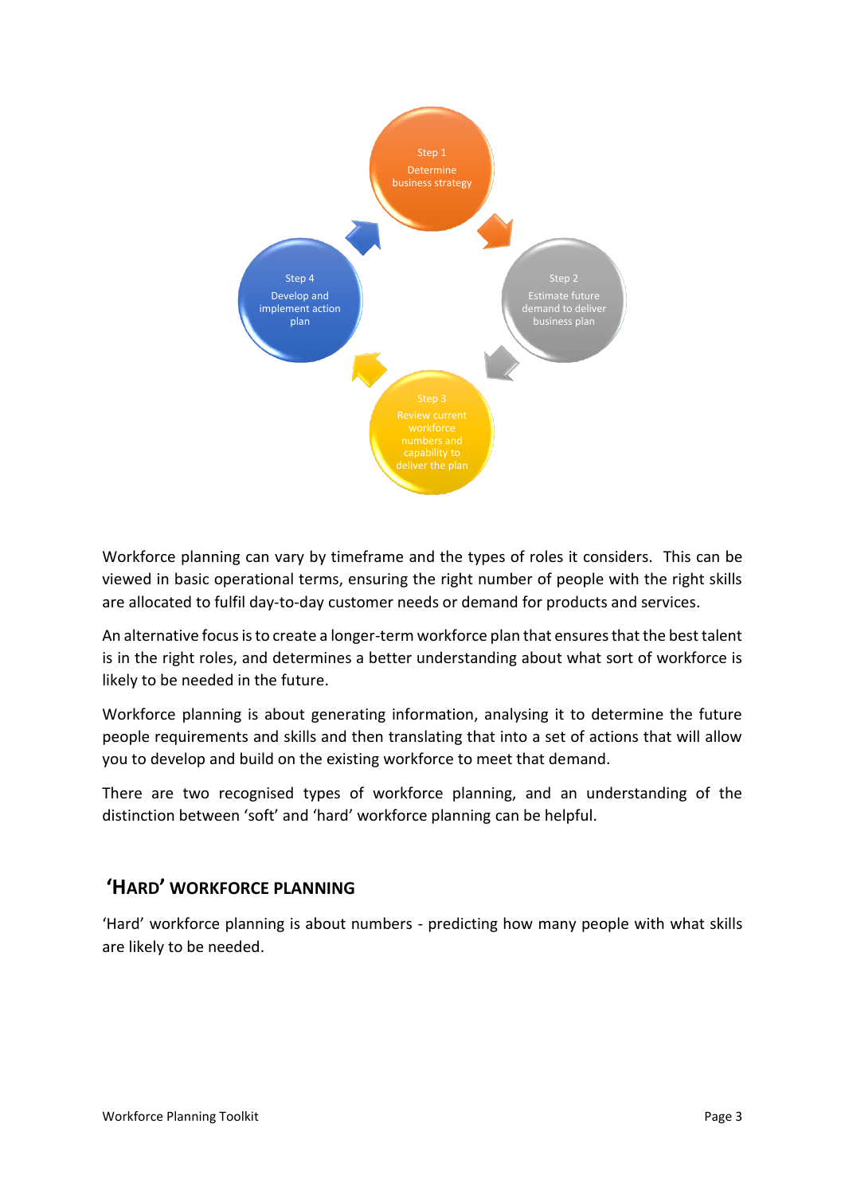Step 1
Determine business strategy

Step 2
Estimate future demand to deliver business plan

Step 3
Review current workforce numbers and capability to deliver the plan

Step 4
Develop and implement action plan

Workforce planning can vary by timeframe and the types of roles it considers. This can be viewed in basic operational terms, ensuring the right number of people with the right skills are allocated to fulfil day-to-day customer needs or demand for products and services.

An alternative focus is to create a longer-term workforce plan that ensures that the best talent is in the right roles, and determines a better understanding about what sort of workforce is likely to be needed in the future.

Workforce planning is about generating information, analysing it to determine the future people requirements and skills and then translating that into a set of actions that will allow you to develop and build on the existing workforce to meet that demand.

There are two recognised types of workforce planning, and an understanding of the distinction between 'soft' and 'hard' workforce planning can be helpful.

## 'Hard' Workforce Planning

'Hard' workforce planning is about numbers - predicting how many people with what skills are likely to be needed.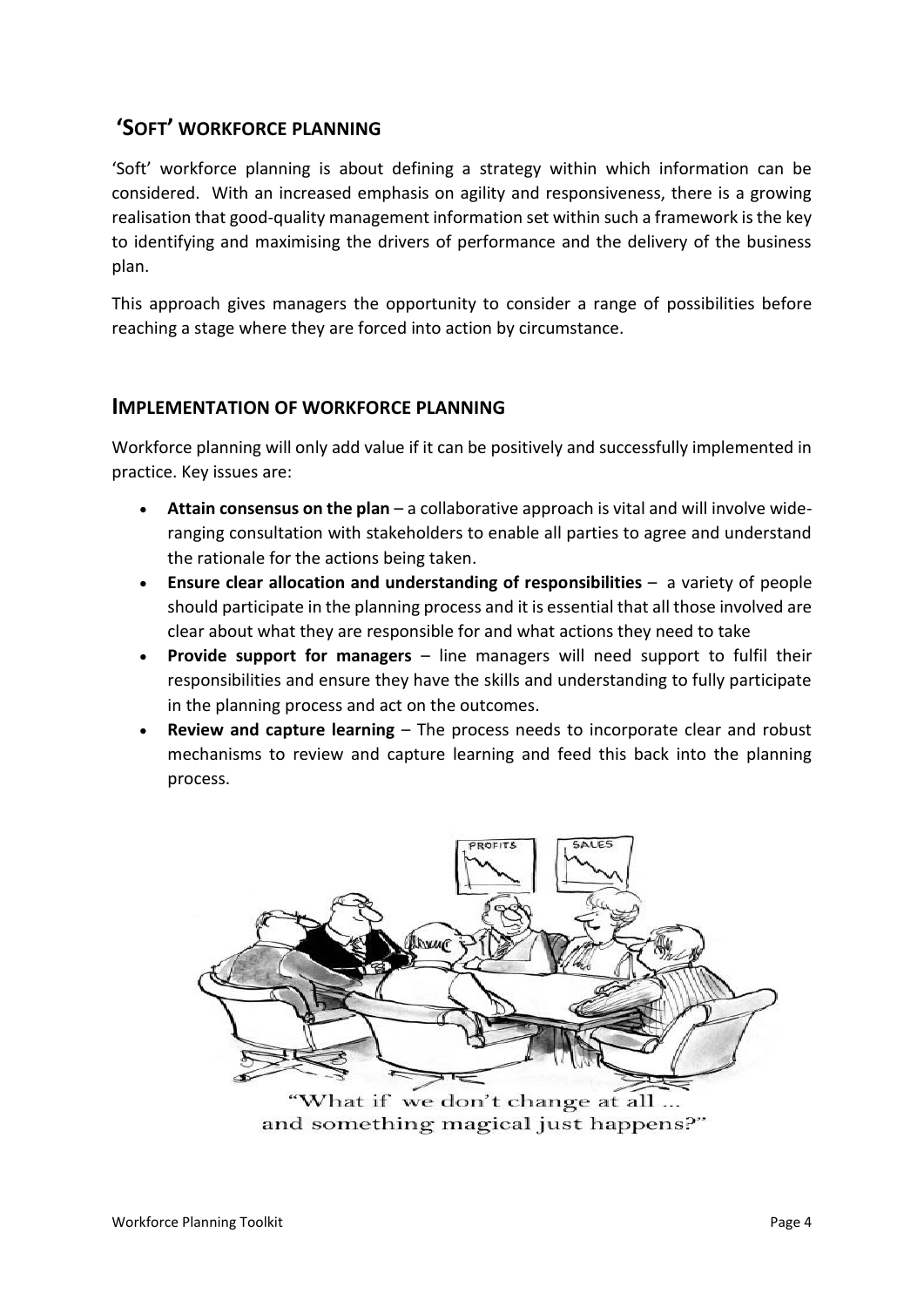## 'SOFT' WORKFORCE PLANNING

'Soft' workforce planning is about defining a strategy within which information can be considered. With an increased emphasis on agility and responsiveness, there is a growing realisation that good-quality management information set within such a framework is the key to identifying and maximising the drivers of performance and the delivery of the business plan.

This approach gives managers the opportunity to consider a range of possibilities before reaching a stage where they are forced into action by circumstance.

## IMPLEMENTATION OF WORKFORCE PLANNING

Workforce planning will only add value if it can be positively and successfully implemented in practice. Key issues are:

- **Attain consensus on the plan** – a collaborative approach is vital and will involve wide-ranging consultation with stakeholders to enable all parties to agree and understand the rationale for the actions being taken.
- **Ensure clear allocation and understanding of responsibilities** – a variety of people should participate in the planning process and it is essential that all those involved are clear about what they are responsible for and what actions they need to take
- **Provide support for managers** – line managers will need support to fulfil their responsibilities and ensure they have the skills and understanding to fully participate in the planning process and act on the outcomes.
- **Review and capture learning** – The process needs to incorporate clear and robust mechanisms to review and capture learning and feed this back into the planning process.

"What if we don't change at all ... and something magical just happens?"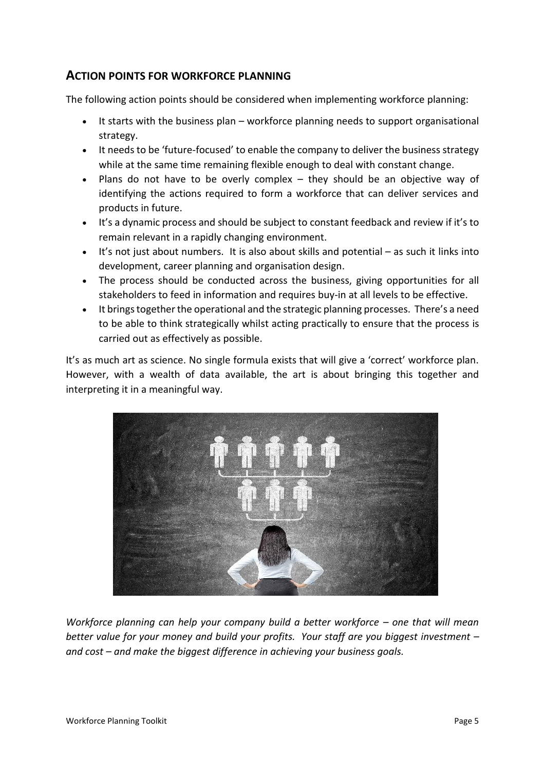## ACTION POINTS FOR WORKFORCE PLANNING

The following action points should be considered when implementing workforce planning:

- It starts with the business plan – workforce planning needs to support organisational strategy.
- It needs to be 'future-focused' to enable the company to deliver the business strategy while at the same time remaining flexible enough to deal with constant change.
- Plans do not have to be overly complex – they should be an objective way of identifying the actions required to form a workforce that can deliver services and products in future.
- It's a dynamic process and should be subject to constant feedback and review if it's to remain relevant in a rapidly changing environment.
- It's not just about numbers. It is also about skills and potential – as such it links into development, career planning and organisation design.
- The process should be conducted across the business, giving opportunities for all stakeholders to feed in information and requires buy-in at all levels to be effective.
- It brings together the operational and the strategic planning processes. There's a need to be able to think strategically whilst acting practically to ensure that the process is carried out as effectively as possible.

It's as much art as science. No single formula exists that will give a 'correct' workforce plan. However, with a wealth of data available, the art is about bringing this together and interpreting it in a meaningful way.

*Workforce planning can help your company build a better workforce – one that will mean better value for your money and build your profits. Your staff are you biggest investment – and cost – and make the biggest difference in achieving your business goals.*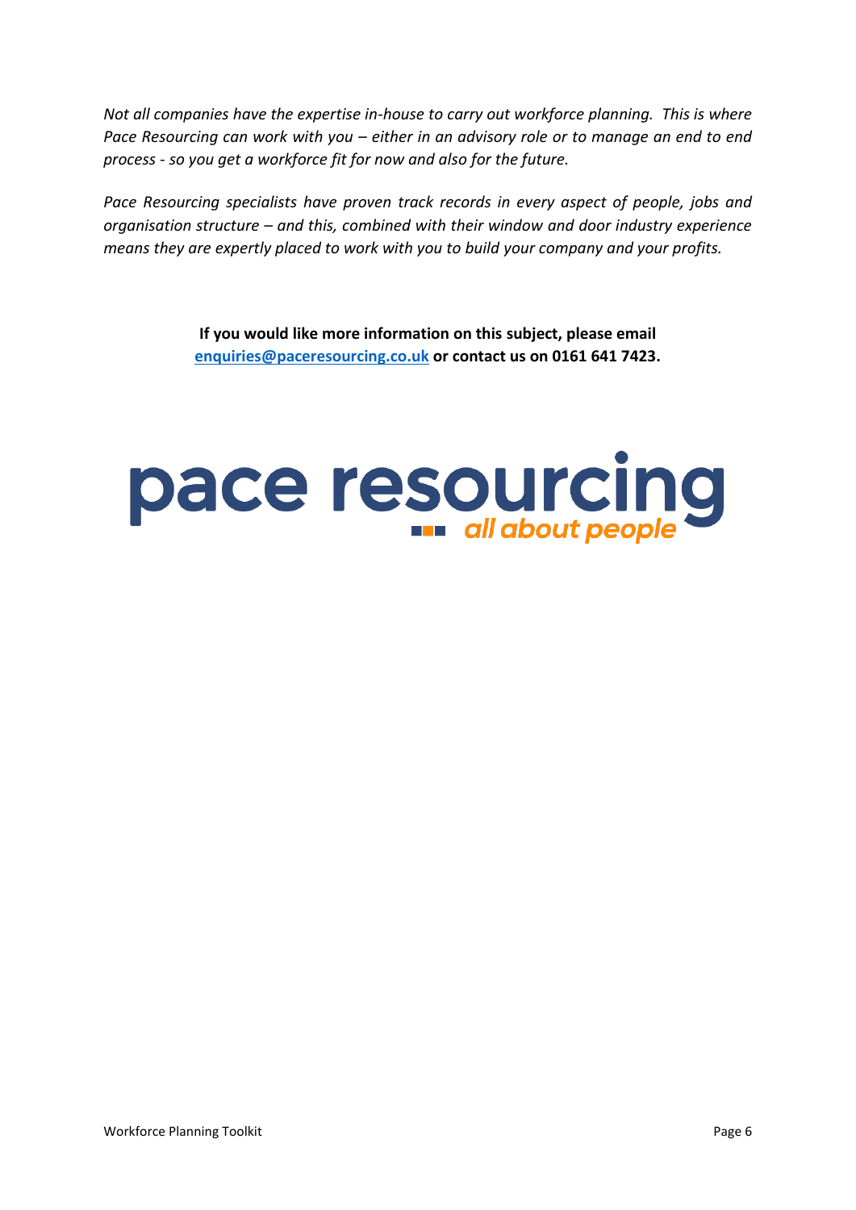*Not all companies have the expertise in-house to carry out workforce planning. This is where Pace Resourcing can work with you – either in an advisory role or to manage an end to end process - so you get a workforce fit for now and also for the future.*

*Pace Resourcing specialists have proven track records in every aspect of people, jobs and organisation structure – and this, combined with their window and door industry experience means they are expertly placed to work with you to build your company and your profits.*

**If you would like more information on this subject, please email [enquiries@paceresourcing.co.uk](mailto:enquiries@paceresourcing.co.uk) or contact us on 0161 641 7423.**

pace resourcing
all about people